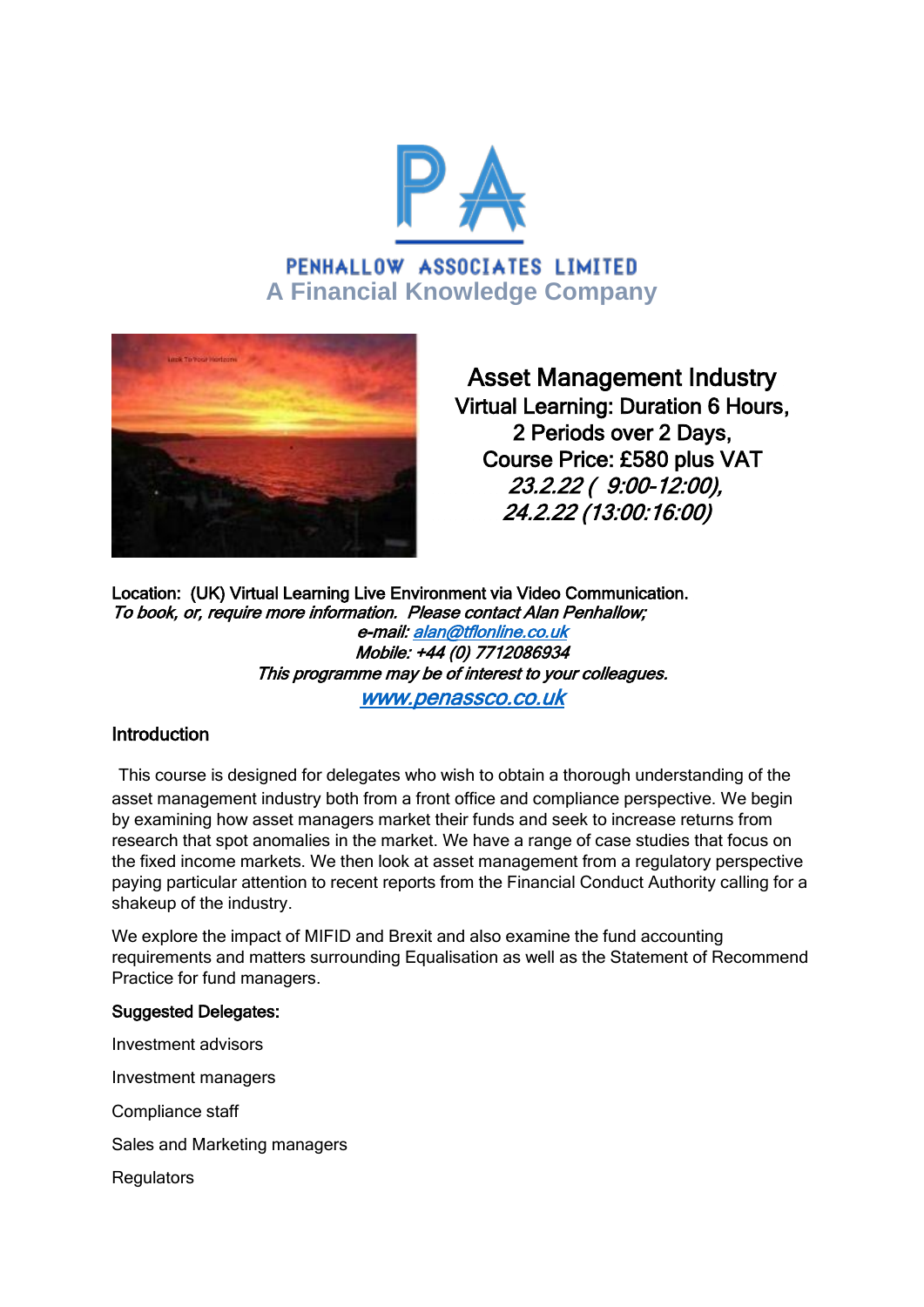PENHALLOW ASSOCIATES LIMITED

**A Financial Knowledge Company**

# Asset Management Industry

Virtual Learning: Duration 6 Hours,
2 Periods over 2 Days,
Course Price: £580 plus VAT
*23.2.22 ( 9:00-12:00),*
*24.2.22 (13:00:16:00)*

Location: (UK) Virtual Learning Live Environment via Video Communication.
*To book, or, require more information. Please contact Alan Penhallow;*
*e-mail: alan@tflonline.co.uk*
*Mobile: +44 (0) 7712086934*
*This programme may be of interest to your colleagues.*
*www.penassco.co.uk*

## Introduction

This course is designed for delegates who wish to obtain a thorough understanding of the asset management industry both from a front office and compliance perspective. We begin by examining how asset managers market their funds and seek to increase returns from research that spot anomalies in the market. We have a range of case studies that focus on the fixed income markets. We then look at asset management from a regulatory perspective paying particular attention to recent reports from the Financial Conduct Authority calling for a shakeup of the industry.

We explore the impact of MIFID and Brexit and also examine the fund accounting requirements and matters surrounding Equalisation as well as the Statement of Recommend Practice for fund managers.

### Suggested Delegates:

Investment advisors

Investment managers

Compliance staff

Sales and Marketing managers

Regulators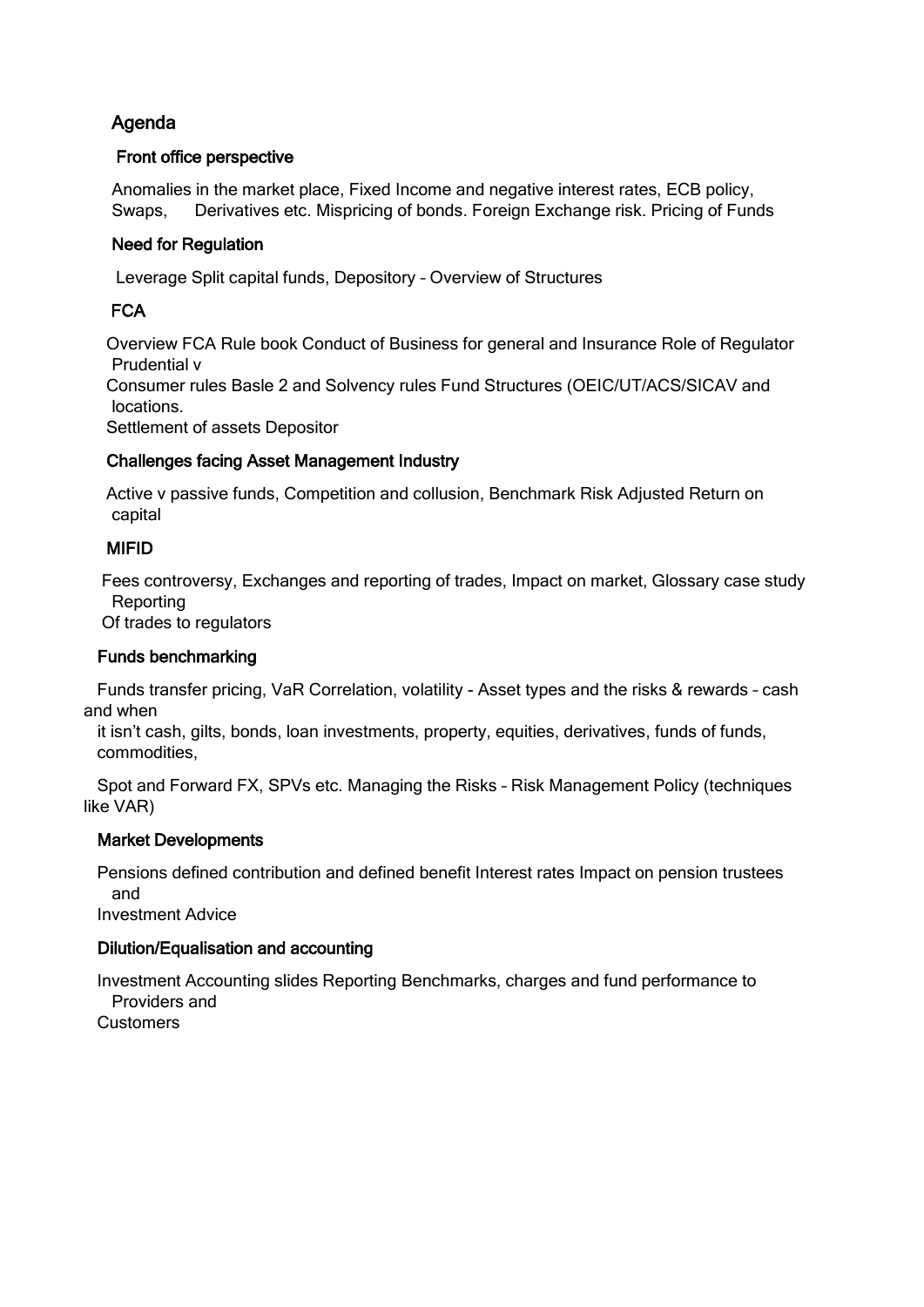## Agenda

### Front office perspective

Anomalies in the market place, Fixed Income and negative interest rates, ECB policy, Swaps, Derivatives etc. Mispricing of bonds. Foreign Exchange risk. Pricing of Funds

### Need for Regulation

Leverage Split capital funds, Depository – Overview of Structures

### FCA

Overview FCA Rule book Conduct of Business for general and Insurance Role of Regulator Prudential v
Consumer rules Basle 2 and Solvency rules Fund Structures (OEIC/UT/ACS/SICAV and locations.
Settlement of assets Depositor

### Challenges facing Asset Management Industry

Active v passive funds, Competition and collusion, Benchmark Risk Adjusted Return on capital

### MIFID

Fees controversy, Exchanges and reporting of trades, Impact on market, Glossary case study Reporting
Of trades to regulators

### Funds benchmarking

Funds transfer pricing, VaR Correlation, volatility - Asset types and the risks & rewards – cash and when
it isn't cash, gilts, bonds, loan investments, property, equities, derivatives, funds of funds, commodities,

Spot and Forward FX, SPVs etc. Managing the Risks – Risk Management Policy (techniques like VAR)

### Market Developments

Pensions defined contribution and defined benefit Interest rates Impact on pension trustees and
Investment Advice

### Dilution/Equalisation and accounting

Investment Accounting slides Reporting Benchmarks, charges and fund performance to Providers and
Customers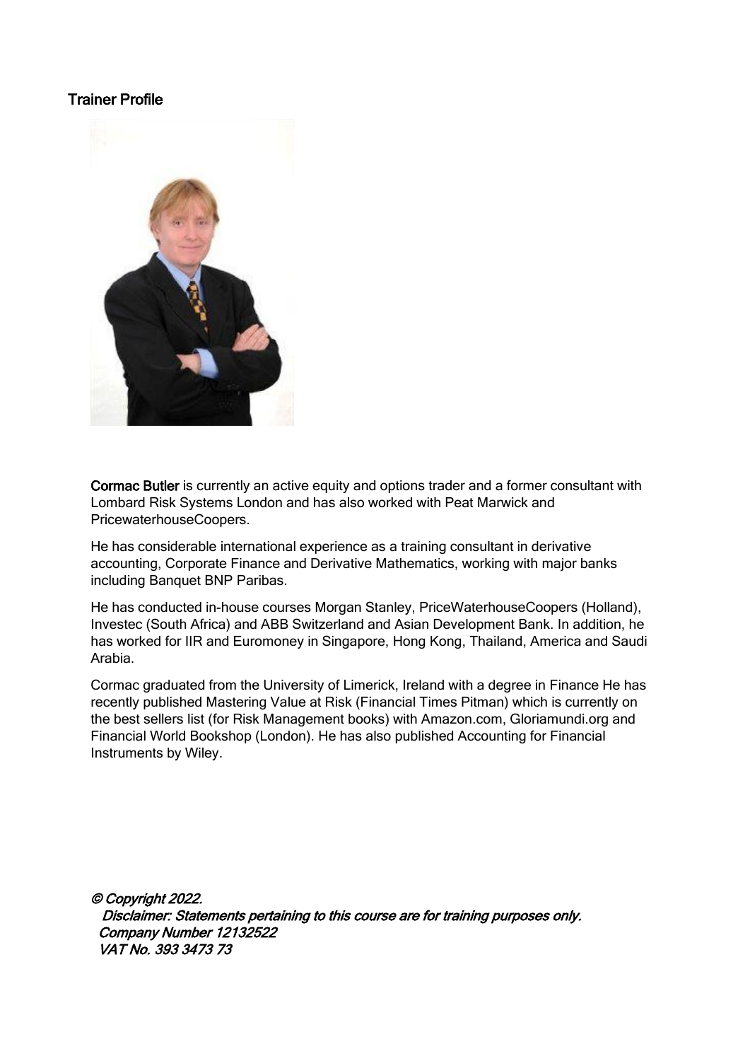## Trainer Profile

**Cormac Butler** is currently an active equity and options trader and a former consultant with Lombard Risk Systems London and has also worked with Peat Marwick and PricewaterhouseCoopers.

He has considerable international experience as a training consultant in derivative accounting, Corporate Finance and Derivative Mathematics, working with major banks including Banquet BNP Paribas.

He has conducted in-house courses Morgan Stanley, PriceWaterhouseCoopers (Holland), Investec (South Africa) and ABB Switzerland and Asian Development Bank. In addition, he has worked for IIR and Euromoney in Singapore, Hong Kong, Thailand, America and Saudi Arabia.

Cormac graduated from the University of Limerick, Ireland with a degree in Finance He has recently published Mastering Value at Risk (Financial Times Pitman) which is currently on the best sellers list (for Risk Management books) with Amazon.com, Gloriamundi.org and Financial World Bookshop (London). He has also published Accounting for Financial Instruments by Wiley.

*© Copyright 2022.*
*Disclaimer: Statements pertaining to this course are for training purposes only.*
*Company Number 12132522*
*VAT No. 393 3473 73*